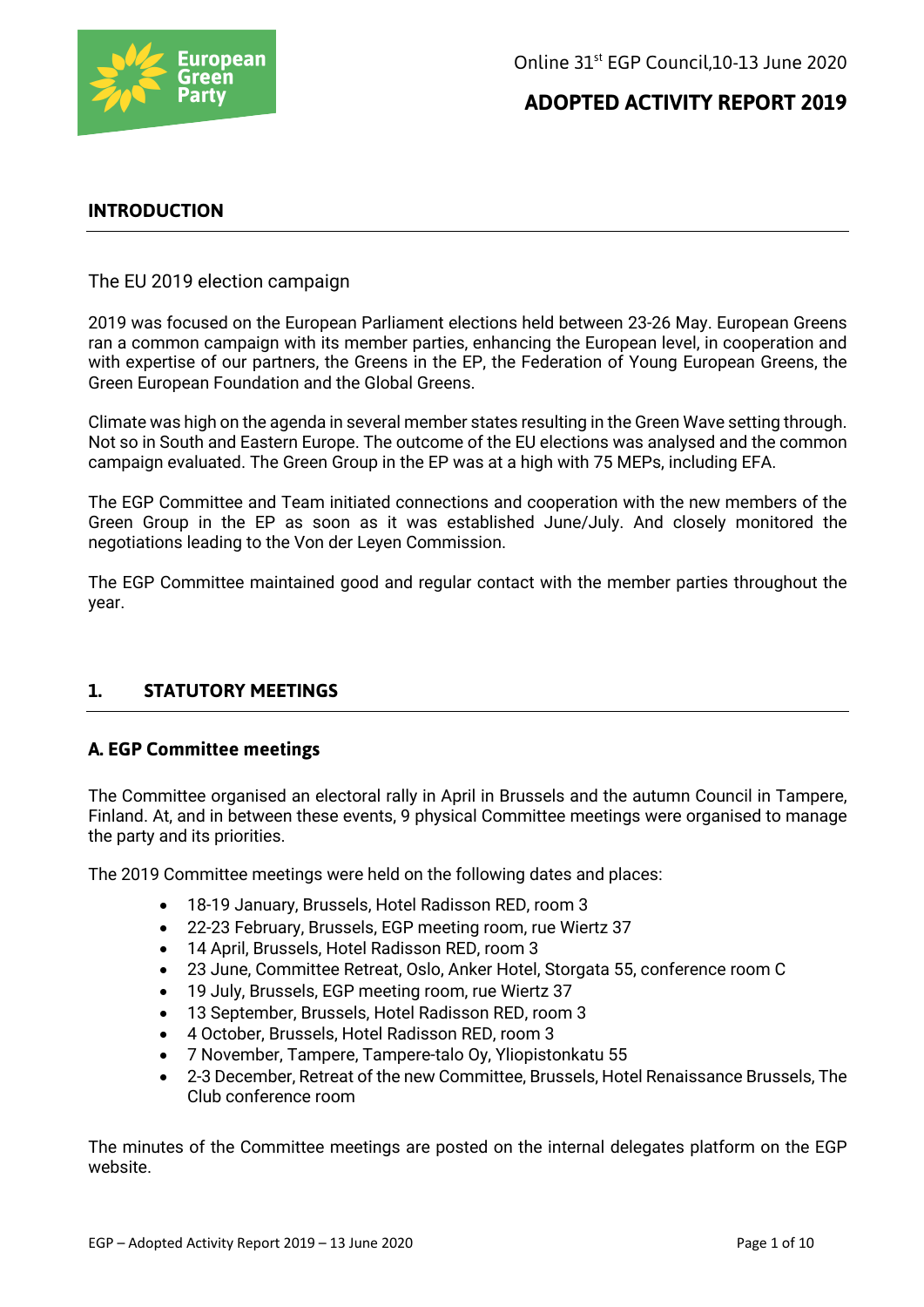Online 31st EGP Council,10-13 June 2020

# ADOPTED ACTIVITY REPORT 2019

## INTRODUCTION

### The EU 2019 election campaign

2019 was focused on the European Parliament elections held between 23-26 May. European Greens ran a common campaign with its member parties, enhancing the European level, in cooperation and with expertise of our partners, the Greens in the EP, the Federation of Young European Greens, the Green European Foundation and the Global Greens.

Climate was high on the agenda in several member states resulting in the Green Wave setting through. Not so in South and Eastern Europe. The outcome of the EU elections was analysed and the common campaign evaluated. The Green Group in the EP was at a high with 75 MEPs, including EFA.

The EGP Committee and Team initiated connections and cooperation with the new members of the Green Group in the EP as soon as it was established June/July. And closely monitored the negotiations leading to the Von der Leyen Commission.

The EGP Committee maintained good and regular contact with the member parties throughout the year.

## 1. STATUTORY MEETINGS

### A. EGP Committee meetings

The Committee organised an electoral rally in April in Brussels and the autumn Council in Tampere, Finland. At, and in between these events, 9 physical Committee meetings were organised to manage the party and its priorities.

The 2019 Committee meetings were held on the following dates and places:

- 18-19 January, Brussels, Hotel Radisson RED, room 3
- 22-23 February, Brussels, EGP meeting room, rue Wiertz 37
- 14 April, Brussels, Hotel Radisson RED, room 3
- 23 June, Committee Retreat, Oslo, Anker Hotel, Storgata 55, conference room C
- 19 July, Brussels, EGP meeting room, rue Wiertz 37
- 13 September, Brussels, Hotel Radisson RED, room 3
- 4 October, Brussels, Hotel Radisson RED, room 3
- 7 November, Tampere, Tampere-talo Oy, Yliopistonkatu 55
- 2-3 December, Retreat of the new Committee, Brussels, Hotel Renaissance Brussels, The Club conference room

The minutes of the Committee meetings are posted on the internal delegates platform on the EGP website.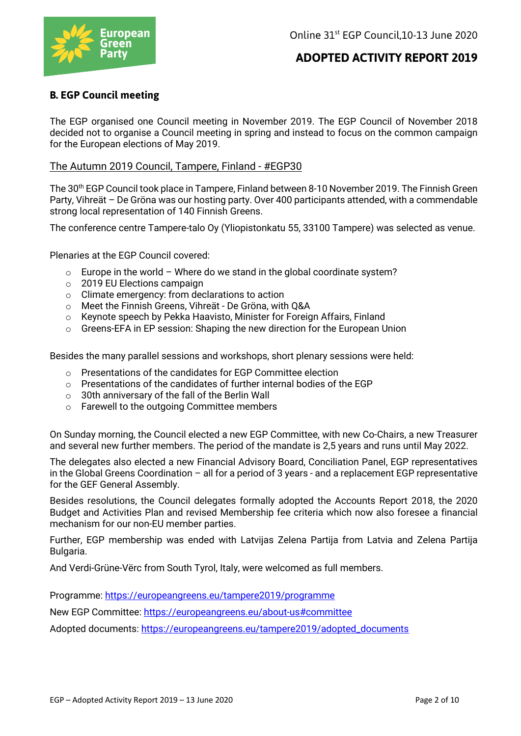## B. EGP Council meeting

The EGP organised one Council meeting in November 2019. The EGP Council of November 2018 decided not to organise a Council meeting in spring and instead to focus on the common campaign for the European elections of May 2019.

### The Autumn 2019 Council, Tampere, Finland - #EGP30

The 30th EGP Council took place in Tampere, Finland between 8-10 November 2019. The Finnish Green Party, Vihreät – De Gröna was our hosting party. Over 400 participants attended, with a commendable strong local representation of 140 Finnish Greens.

The conference centre Tampere-talo Oy (Yliopistonkatu 55, 33100 Tampere) was selected as venue.

Plenaries at the EGP Council covered:

- Europe in the world – Where do we stand in the global coordinate system?
- 2019 EU Elections campaign
- Climate emergency: from declarations to action
- Meet the Finnish Greens, Vihreät - De Gröna, with Q&A
- Keynote speech by Pekka Haavisto, Minister for Foreign Affairs, Finland
- Greens-EFA in EP session: Shaping the new direction for the European Union

Besides the many parallel sessions and workshops, short plenary sessions were held:

- Presentations of the candidates for EGP Committee election
- Presentations of the candidates of further internal bodies of the EGP
- 30th anniversary of the fall of the Berlin Wall
- Farewell to the outgoing Committee members

On Sunday morning, the Council elected a new EGP Committee, with new Co-Chairs, a new Treasurer and several new further members. The period of the mandate is 2,5 years and runs until May 2022.

The delegates also elected a new Financial Advisory Board, Conciliation Panel, EGP representatives in the Global Greens Coordination – all for a period of 3 years - and a replacement EGP representative for the GEF General Assembly.

Besides resolutions, the Council delegates formally adopted the Accounts Report 2018, the 2020 Budget and Activities Plan and revised Membership fee criteria which now also foresee a financial mechanism for our non-EU member parties.

Further, EGP membership was ended with Latvijas Zelena Partija from Latvia and Zelena Partija Bulgaria.

And Verdi-Grüne-Vërc from South Tyrol, Italy, were welcomed as full members.

Programme: https://europeangreens.eu/tampere2019/programme

New EGP Committee: https://europeangreens.eu/about-us#committee

Adopted documents: https://europeangreens.eu/tampere2019/adopted_documents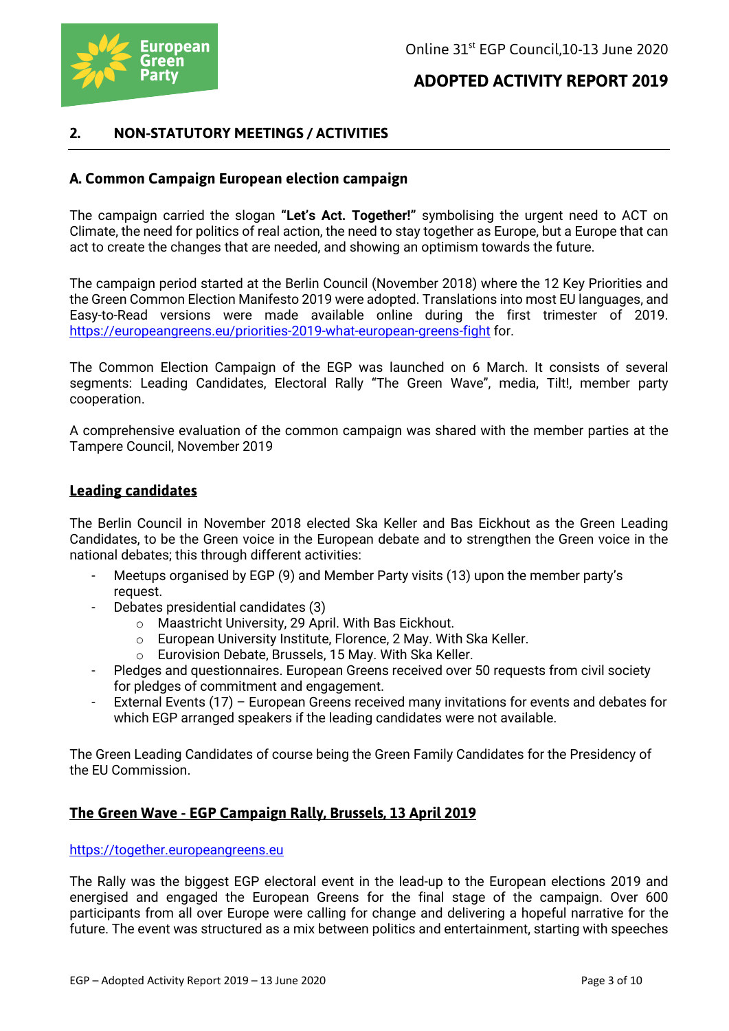## 2. NON-STATUTORY MEETINGS / ACTIVITIES

### A. Common Campaign European election campaign

The campaign carried the slogan **"Let's Act. Together!"** symbolising the urgent need to ACT on Climate, the need for politics of real action, the need to stay together as Europe, but a Europe that can act to create the changes that are needed, and showing an optimism towards the future.

The campaign period started at the Berlin Council (November 2018) where the 12 Key Priorities and the Green Common Election Manifesto 2019 were adopted. Translations into most EU languages, and Easy-to-Read versions were made available online during the first trimester of 2019. https://europeangreens.eu/priorities-2019-what-european-greens-fight for.

The Common Election Campaign of the EGP was launched on 6 March. It consists of several segments: Leading Candidates, Electoral Rally "The Green Wave", media, Tilt!, member party cooperation.

A comprehensive evaluation of the common campaign was shared with the member parties at the Tampere Council, November 2019

#### Leading candidates

The Berlin Council in November 2018 elected Ska Keller and Bas Eickhout as the Green Leading Candidates, to be the Green voice in the European debate and to strengthen the Green voice in the national debates; this through different activities:

- Meetups organised by EGP (9) and Member Party visits (13) upon the member party's request.
- Debates presidential candidates (3)
  - Maastricht University, 29 April. With Bas Eickhout.
  - European University Institute, Florence, 2 May. With Ska Keller.
  - Eurovision Debate, Brussels, 15 May. With Ska Keller.
- Pledges and questionnaires. European Greens received over 50 requests from civil society for pledges of commitment and engagement.
- External Events (17) – European Greens received many invitations for events and debates for which EGP arranged speakers if the leading candidates were not available.

The Green Leading Candidates of course being the Green Family Candidates for the Presidency of the EU Commission.

#### The Green Wave - EGP Campaign Rally, Brussels, 13 April 2019

https://together.europeangreens.eu

The Rally was the biggest EGP electoral event in the lead-up to the European elections 2019 and energised and engaged the European Greens for the final stage of the campaign. Over 600 participants from all over Europe were calling for change and delivering a hopeful narrative for the future. The event was structured as a mix between politics and entertainment, starting with speeches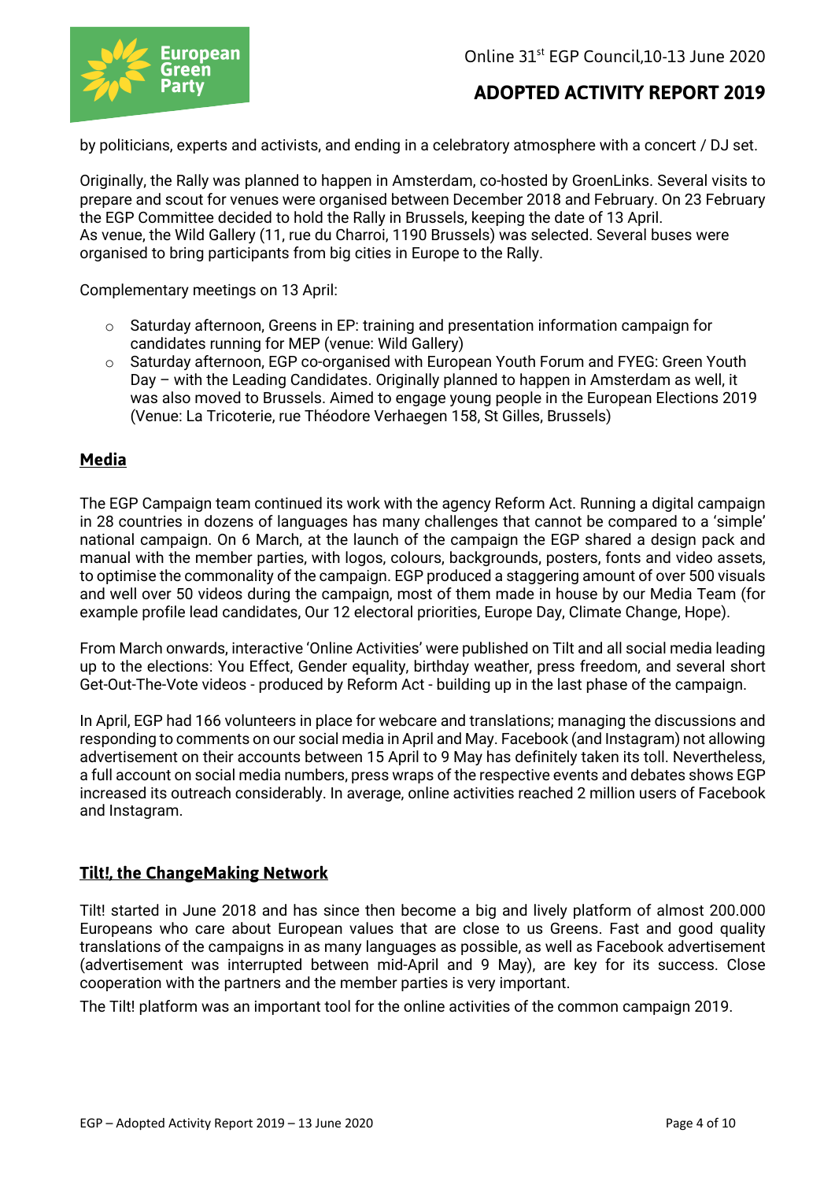by politicians, experts and activists, and ending in a celebratory atmosphere with a concert / DJ set.

Originally, the Rally was planned to happen in Amsterdam, co-hosted by GroenLinks. Several visits to prepare and scout for venues were organised between December 2018 and February. On 23 February the EGP Committee decided to hold the Rally in Brussels, keeping the date of 13 April.
As venue, the Wild Gallery (11, rue du Charroi, 1190 Brussels) was selected. Several buses were organised to bring participants from big cities in Europe to the Rally.

Complementary meetings on 13 April:

- Saturday afternoon, Greens in EP: training and presentation information campaign for candidates running for MEP (venue: Wild Gallery)
- Saturday afternoon, EGP co-organised with European Youth Forum and FYEG: Green Youth Day – with the Leading Candidates. Originally planned to happen in Amsterdam as well, it was also moved to Brussels. Aimed to engage young people in the European Elections 2019 (Venue: La Tricoterie, rue Théodore Verhaegen 158, St Gilles, Brussels)

## Media

The EGP Campaign team continued its work with the agency Reform Act. Running a digital campaign in 28 countries in dozens of languages has many challenges that cannot be compared to a 'simple' national campaign. On 6 March, at the launch of the campaign the EGP shared a design pack and manual with the member parties, with logos, colours, backgrounds, posters, fonts and video assets, to optimise the commonality of the campaign. EGP produced a staggering amount of over 500 visuals and well over 50 videos during the campaign, most of them made in house by our Media Team (for example profile lead candidates, Our 12 electoral priorities, Europe Day, Climate Change, Hope).

From March onwards, interactive 'Online Activities' were published on Tilt and all social media leading up to the elections: You Effect, Gender equality, birthday weather, press freedom, and several short Get-Out-The-Vote videos - produced by Reform Act - building up in the last phase of the campaign.

In April, EGP had 166 volunteers in place for webcare and translations; managing the discussions and responding to comments on our social media in April and May. Facebook (and Instagram) not allowing advertisement on their accounts between 15 April to 9 May has definitely taken its toll. Nevertheless, a full account on social media numbers, press wraps of the respective events and debates shows EGP increased its outreach considerably. In average, online activities reached 2 million users of Facebook and Instagram.

## Tilt!, the ChangeMaking Network

Tilt! started in June 2018 and has since then become a big and lively platform of almost 200.000 Europeans who care about European values that are close to us Greens. Fast and good quality translations of the campaigns in as many languages as possible, as well as Facebook advertisement (advertisement was interrupted between mid-April and 9 May), are key for its success. Close cooperation with the partners and the member parties is very important.
The Tilt! platform was an important tool for the online activities of the common campaign 2019.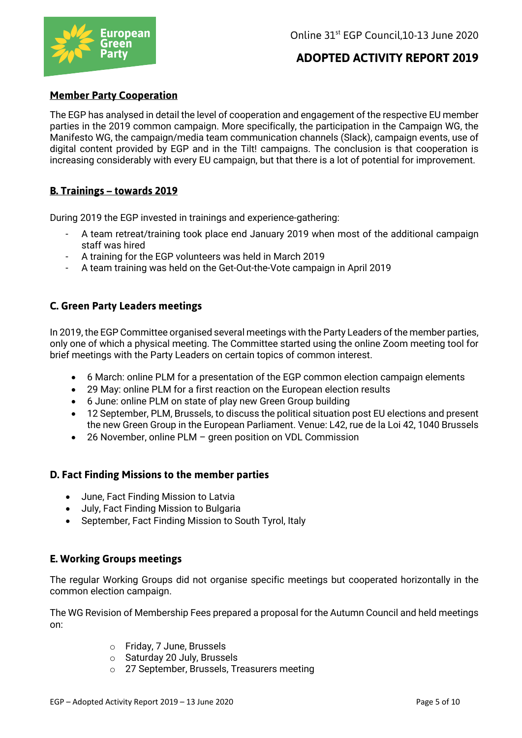## Member Party Cooperation

The EGP has analysed in detail the level of cooperation and engagement of the respective EU member parties in the 2019 common campaign. More specifically, the participation in the Campaign WG, the Manifesto WG, the campaign/media team communication channels (Slack), campaign events, use of digital content provided by EGP and in the Tilt! campaigns. The conclusion is that cooperation is increasing considerably with every EU campaign, but that there is a lot of potential for improvement.

## B. Trainings – towards 2019

During 2019 the EGP invested in trainings and experience-gathering:

- A team retreat/training took place end January 2019 when most of the additional campaign staff was hired
- A training for the EGP volunteers was held in March 2019
- A team training was held on the Get-Out-the-Vote campaign in April 2019

## C. Green Party Leaders meetings

In 2019, the EGP Committee organised several meetings with the Party Leaders of the member parties, only one of which a physical meeting. The Committee started using the online Zoom meeting tool for brief meetings with the Party Leaders on certain topics of common interest.

- 6 March: online PLM for a presentation of the EGP common election campaign elements
- 29 May: online PLM for a first reaction on the European election results
- 6 June: online PLM on state of play new Green Group building
- 12 September, PLM, Brussels, to discuss the political situation post EU elections and present the new Green Group in the European Parliament. Venue: L42, rue de la Loi 42, 1040 Brussels
- 26 November, online PLM – green position on VDL Commission

## D. Fact Finding Missions to the member parties

- June, Fact Finding Mission to Latvia
- July, Fact Finding Mission to Bulgaria
- September, Fact Finding Mission to South Tyrol, Italy

## E. Working Groups meetings

The regular Working Groups did not organise specific meetings but cooperated horizontally in the common election campaign.

The WG Revision of Membership Fees prepared a proposal for the Autumn Council and held meetings on:

- Friday, 7 June, Brussels
- Saturday 20 July, Brussels
- 27 September, Brussels, Treasurers meeting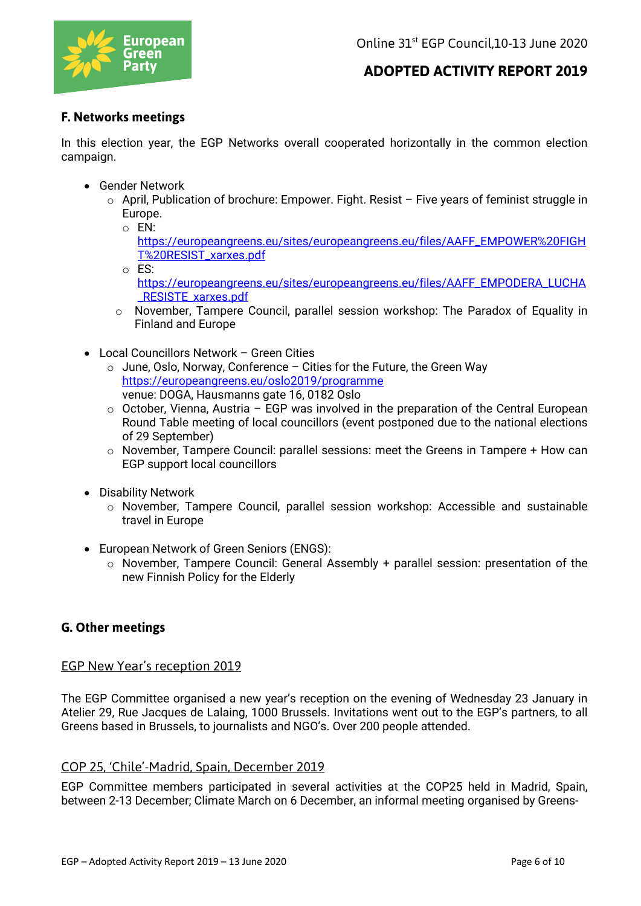### F. Networks meetings

In this election year, the EGP Networks overall cooperated horizontally in the common election campaign.

- Gender Network
  - April, Publication of brochure: Empower. Fight. Resist – Five years of feminist struggle in Europe.
    - EN: https://europeangreens.eu/sites/europeangreens.eu/files/AAFF_EMPOWER%20FIGHT%20RESIST_xarxes.pdf
    - ES: https://europeangreens.eu/sites/europeangreens.eu/files/AAFF_EMPODERA_LUCHA_RESISTE_xarxes.pdf
  - November, Tampere Council, parallel session workshop: The Paradox of Equality in Finland and Europe

- Local Councillors Network – Green Cities
  - June, Oslo, Norway, Conference – Cities for the Future, the Green Way
    https://europeangreens.eu/oslo2019/programme
    venue: DOGA, Hausmanns gate 16, 0182 Oslo
  - October, Vienna, Austria – EGP was involved in the preparation of the Central European Round Table meeting of local councillors (event postponed due to the national elections of 29 September)
  - November, Tampere Council: parallel sessions: meet the Greens in Tampere + How can EGP support local councillors

- Disability Network
  - November, Tampere Council, parallel session workshop: Accessible and sustainable travel in Europe

- European Network of Green Seniors (ENGS):
  - November, Tampere Council: General Assembly + parallel session: presentation of the new Finnish Policy for the Elderly

### G. Other meetings

#### EGP New Year's reception 2019

The EGP Committee organised a new year's reception on the evening of Wednesday 23 January in Atelier 29, Rue Jacques de Lalaing, 1000 Brussels. Invitations went out to the EGP's partners, to all Greens based in Brussels, to journalists and NGO's. Over 200 people attended.

#### COP 25, 'Chile'-Madrid, Spain, December 2019

EGP Committee members participated in several activities at the COP25 held in Madrid, Spain, between 2-13 December; Climate March on 6 December, an informal meeting organised by Greens-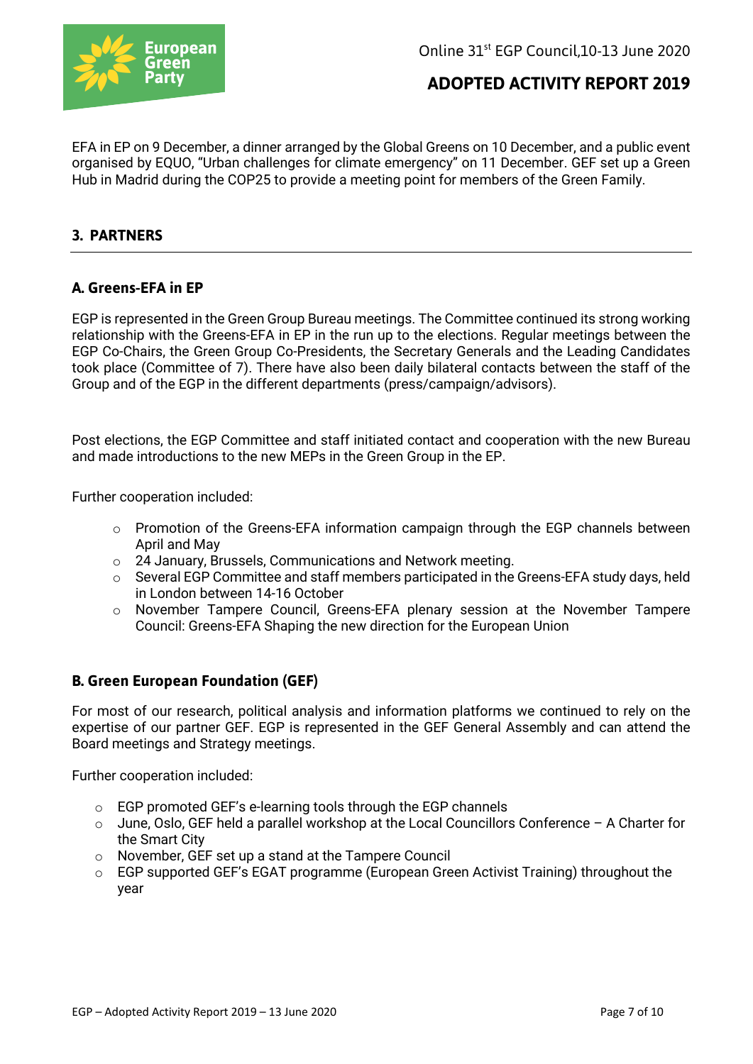EFA in EP on 9 December, a dinner arranged by the Global Greens on 10 December, and a public event organised by EQUO, "Urban challenges for climate emergency" on 11 December. GEF set up a Green Hub in Madrid during the COP25 to provide a meeting point for members of the Green Family.

## 3. PARTNERS

### A. Greens-EFA in EP

EGP is represented in the Green Group Bureau meetings. The Committee continued its strong working relationship with the Greens-EFA in EP in the run up to the elections. Regular meetings between the EGP Co-Chairs, the Green Group Co-Presidents, the Secretary Generals and the Leading Candidates took place (Committee of 7). There have also been daily bilateral contacts between the staff of the Group and of the EGP in the different departments (press/campaign/advisors).

Post elections, the EGP Committee and staff initiated contact and cooperation with the new Bureau and made introductions to the new MEPs in the Green Group in the EP.

Further cooperation included:

- Promotion of the Greens-EFA information campaign through the EGP channels between April and May
- 24 January, Brussels, Communications and Network meeting.
- Several EGP Committee and staff members participated in the Greens-EFA study days, held in London between 14-16 October
- November Tampere Council, Greens-EFA plenary session at the November Tampere Council: Greens-EFA Shaping the new direction for the European Union

### B. Green European Foundation (GEF)

For most of our research, political analysis and information platforms we continued to rely on the expertise of our partner GEF. EGP is represented in the GEF General Assembly and can attend the Board meetings and Strategy meetings.

Further cooperation included:

- EGP promoted GEF's e-learning tools through the EGP channels
- June, Oslo, GEF held a parallel workshop at the Local Councillors Conference – A Charter for the Smart City
- November, GEF set up a stand at the Tampere Council
- EGP supported GEF's EGAT programme (European Green Activist Training) throughout the year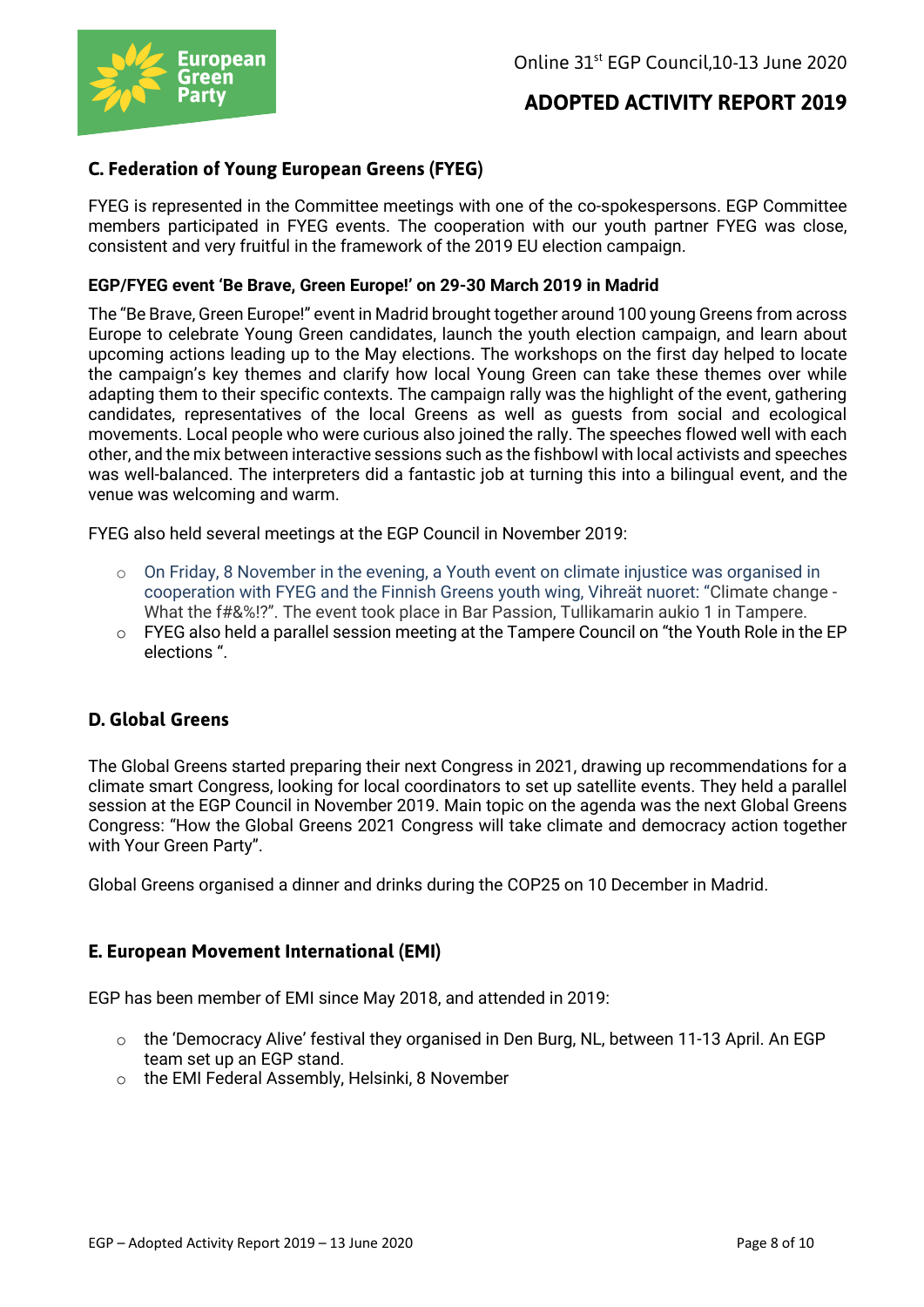## C. Federation of Young European Greens (FYEG)

FYEG is represented in the Committee meetings with one of the co-spokespersons. EGP Committee members participated in FYEG events. The cooperation with our youth partner FYEG was close, consistent and very fruitful in the framework of the 2019 EU election campaign.

### EGP/FYEG event 'Be Brave, Green Europe!' on 29-30 March 2019 in Madrid

The "Be Brave, Green Europe!" event in Madrid brought together around 100 young Greens from across Europe to celebrate Young Green candidates, launch the youth election campaign, and learn about upcoming actions leading up to the May elections. The workshops on the first day helped to locate the campaign's key themes and clarify how local Young Green can take these themes over while adapting them to their specific contexts. The campaign rally was the highlight of the event, gathering candidates, representatives of the local Greens as well as guests from social and ecological movements. Local people who were curious also joined the rally. The speeches flowed well with each other, and the mix between interactive sessions such as the fishbowl with local activists and speeches was well-balanced. The interpreters did a fantastic job at turning this into a bilingual event, and the venue was welcoming and warm.

FYEG also held several meetings at the EGP Council in November 2019:

- On Friday, 8 November in the evening, a Youth event on climate injustice was organised in cooperation with FYEG and the Finnish Greens youth wing, Vihreät nuoret: "Climate change - What the f#&%!?". The event took place in Bar Passion, Tullikamarin aukio 1 in Tampere.
- FYEG also held a parallel session meeting at the Tampere Council on "the Youth Role in the EP elections ".

## D. Global Greens

The Global Greens started preparing their next Congress in 2021, drawing up recommendations for a climate smart Congress, looking for local coordinators to set up satellite events. They held a parallel session at the EGP Council in November 2019. Main topic on the agenda was the next Global Greens Congress: "How the Global Greens 2021 Congress will take climate and democracy action together with Your Green Party".

Global Greens organised a dinner and drinks during the COP25 on 10 December in Madrid.

## E. European Movement International (EMI)

EGP has been member of EMI since May 2018, and attended in 2019:

- the 'Democracy Alive' festival they organised in Den Burg, NL, between 11-13 April. An EGP team set up an EGP stand.
- the EMI Federal Assembly, Helsinki, 8 November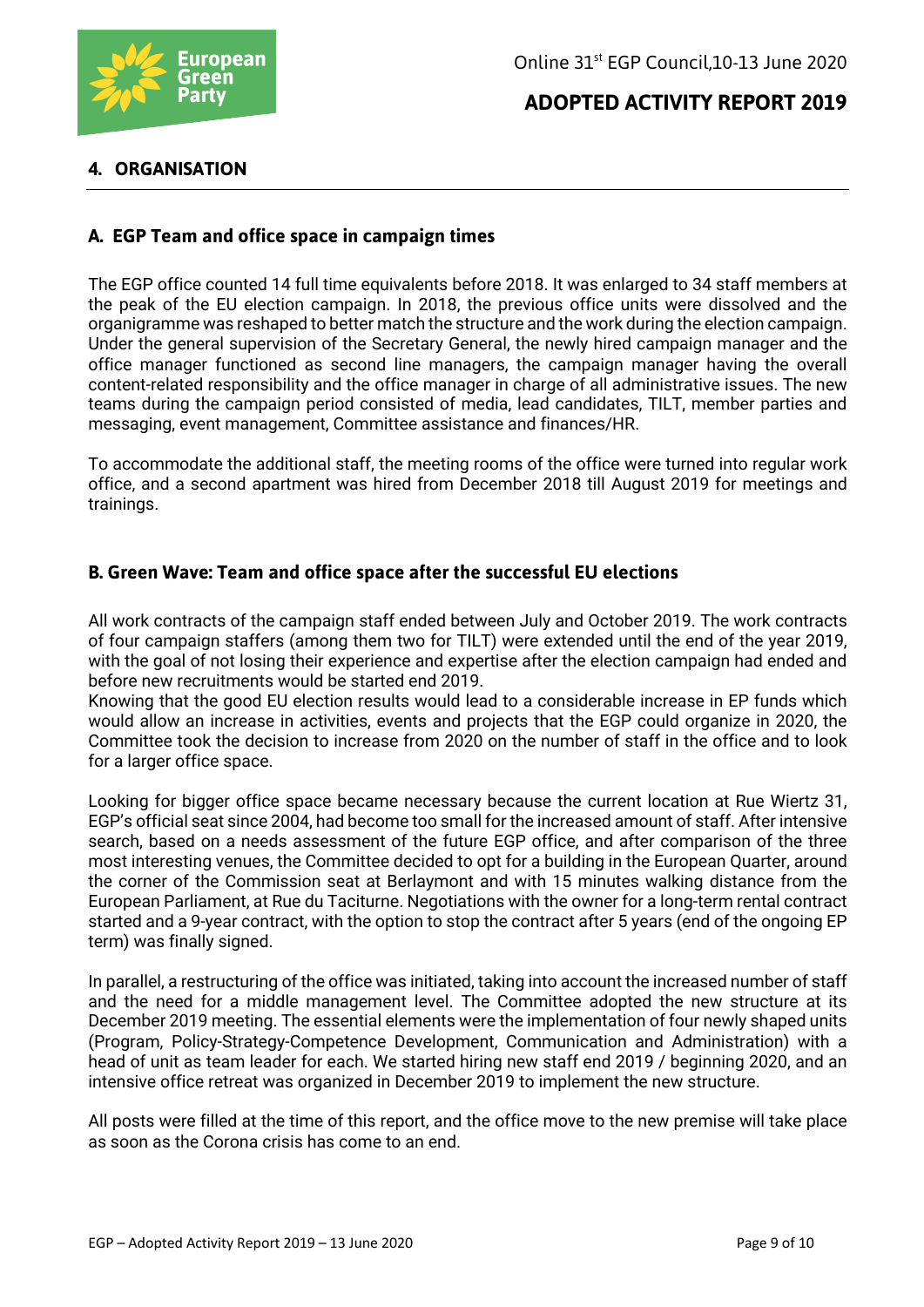## 4. ORGANISATION

### A. EGP Team and office space in campaign times

The EGP office counted 14 full time equivalents before 2018. It was enlarged to 34 staff members at the peak of the EU election campaign. In 2018, the previous office units were dissolved and the organigramme was reshaped to better match the structure and the work during the election campaign. Under the general supervision of the Secretary General, the newly hired campaign manager and the office manager functioned as second line managers, the campaign manager having the overall content-related responsibility and the office manager in charge of all administrative issues. The new teams during the campaign period consisted of media, lead candidates, TILT, member parties and messaging, event management, Committee assistance and finances/HR.

To accommodate the additional staff, the meeting rooms of the office were turned into regular work office, and a second apartment was hired from December 2018 till August 2019 for meetings and trainings.

### B. Green Wave: Team and office space after the successful EU elections

All work contracts of the campaign staff ended between July and October 2019. The work contracts of four campaign staffers (among them two for TILT) were extended until the end of the year 2019, with the goal of not losing their experience and expertise after the election campaign had ended and before new recruitments would be started end 2019.
Knowing that the good EU election results would lead to a considerable increase in EP funds which would allow an increase in activities, events and projects that the EGP could organize in 2020, the Committee took the decision to increase from 2020 on the number of staff in the office and to look for a larger office space.

Looking for bigger office space became necessary because the current location at Rue Wiertz 31, EGP's official seat since 2004, had become too small for the increased amount of staff. After intensive search, based on a needs assessment of the future EGP office, and after comparison of the three most interesting venues, the Committee decided to opt for a building in the European Quarter, around the corner of the Commission seat at Berlaymont and with 15 minutes walking distance from the European Parliament, at Rue du Taciturne. Negotiations with the owner for a long-term rental contract started and a 9-year contract, with the option to stop the contract after 5 years (end of the ongoing EP term) was finally signed.

In parallel, a restructuring of the office was initiated, taking into account the increased number of staff and the need for a middle management level. The Committee adopted the new structure at its December 2019 meeting. The essential elements were the implementation of four newly shaped units (Program, Policy-Strategy-Competence Development, Communication and Administration) with a head of unit as team leader for each. We started hiring new staff end 2019 / beginning 2020, and an intensive office retreat was organized in December 2019 to implement the new structure.

All posts were filled at the time of this report, and the office move to the new premise will take place as soon as the Corona crisis has come to an end.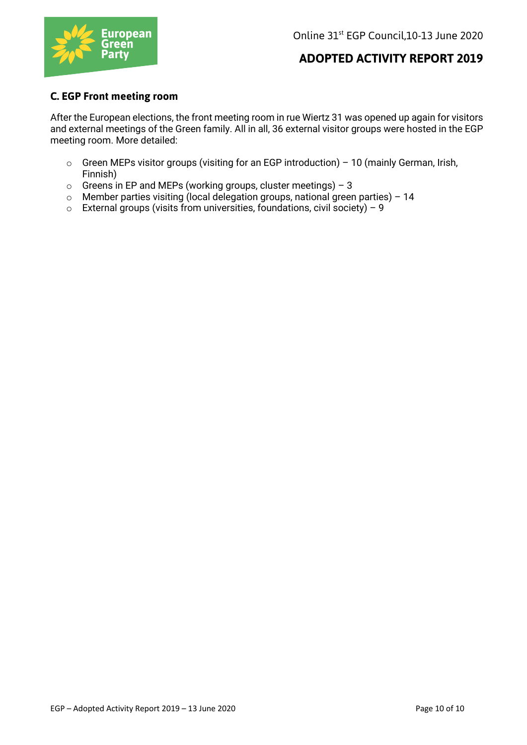### C. EGP Front meeting room

After the European elections, the front meeting room in rue Wiertz 31 was opened up again for visitors and external meetings of the Green family. All in all, 36 external visitor groups were hosted in the EGP meeting room. More detailed:

- Green MEPs visitor groups (visiting for an EGP introduction) – 10 (mainly German, Irish, Finnish)
- Greens in EP and MEPs (working groups, cluster meetings) – 3
- Member parties visiting (local delegation groups, national green parties) – 14
- External groups (visits from universities, foundations, civil society) – 9